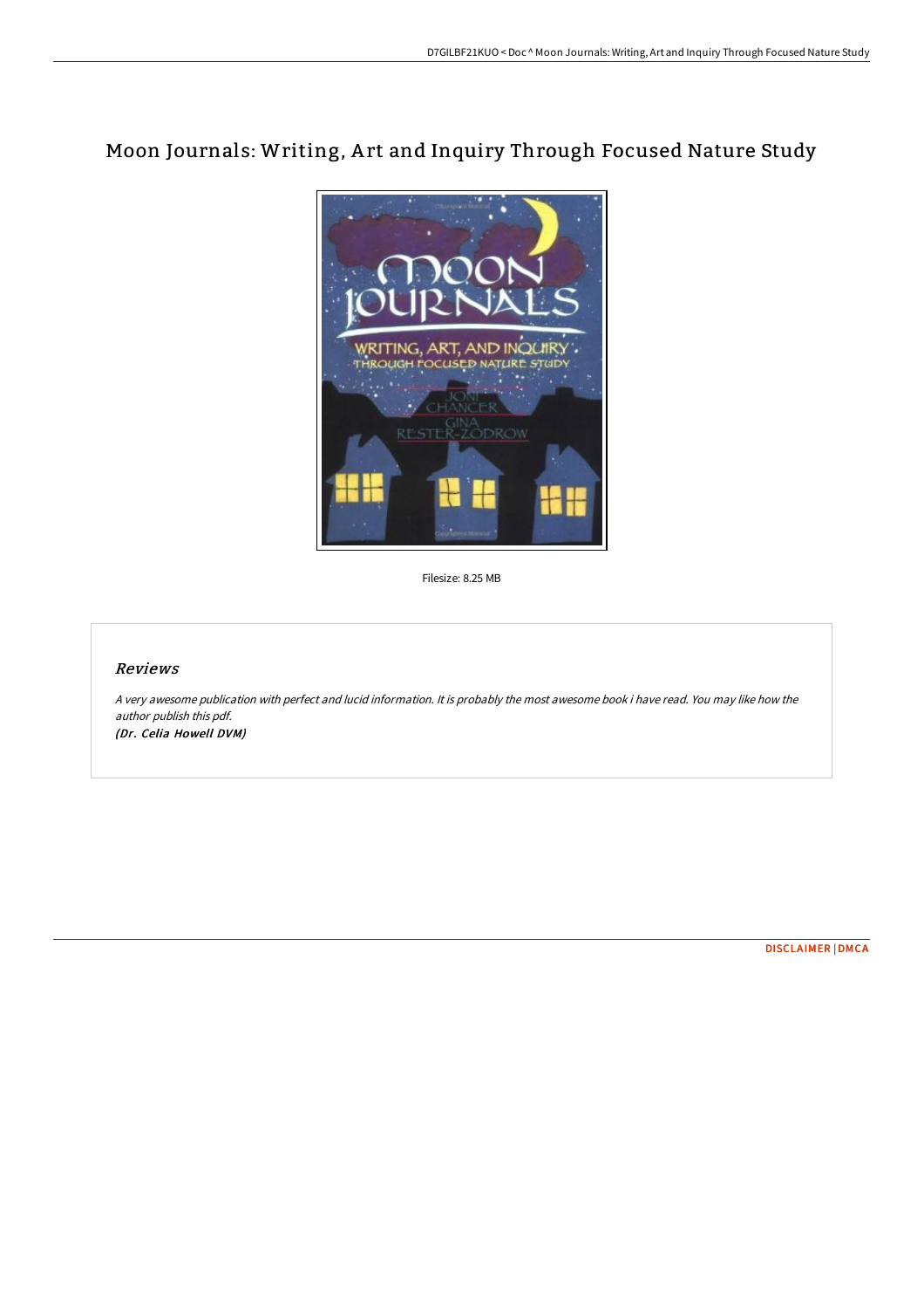# Moon Journals: Writing, Art and Inquiry Through Focused Nature Study

Filesize: 8.25 MB

## Reviews

*A very awesome publication with perfect and lucid information. It is probably the most awesome book i have read. You may like how the author publish this pdf.*
*(Dr. Celia Howell DVM)*

DISCLAIMER | DMCA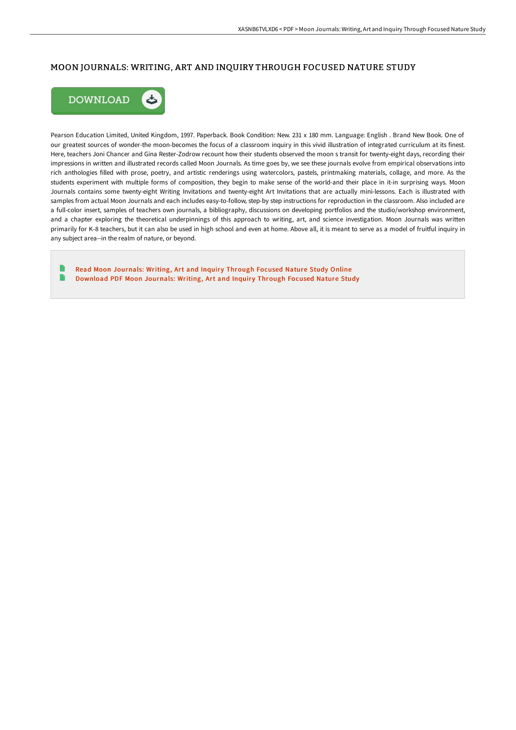# MOON JOURNALS: WRITING, ART AND INQUIRY THROUGH FOCUSED NATURE STUDY

DOWNLOAD

Pearson Education Limited, United Kingdom, 1997. Paperback. Book Condition: New. 231 x 180 mm. Language: English . Brand New Book. One of our greatest sources of wonder-the moon-becomes the focus of a classroom inquiry in this vivid illustration of integrated curriculum at its finest. Here, teachers Joni Chancer and Gina Rester-Zodrow recount how their students observed the moon s transit for twenty-eight days, recording their impressions in written and illustrated records called Moon Journals. As time goes by, we see these journals evolve from empirical observations into rich anthologies filled with prose, poetry, and artistic renderings using watercolors, pastels, printmaking materials, collage, and more. As the students experiment with multiple forms of composition, they begin to make sense of the world-and their place in it-in surprising ways. Moon Journals contains some twenty-eight Writing Invitations and twenty-eight Art Invitations that are actually mini-lessons. Each is illustrated with samples from actual Moon Journals and each includes easy-to-follow, step-by step instructions for reproduction in the classroom. Also included are a full-color insert, samples of teachers own journals, a bibliography, discussions on developing portfolios and the studio/workshop environment, and a chapter exploring the theoretical underpinnings of this approach to writing, art, and science investigation. Moon Journals was written primarily for K-8 teachers, but it can also be used in high school and even at home. Above all, it is meant to serve as a model of fruitful inquiry in any subject area--in the realm of nature, or beyond.

- Read Moon Journals: Writing, Art and Inquiry Through Focused Nature Study Online
- Download PDF Moon Journals: Writing, Art and Inquiry Through Focused Nature Study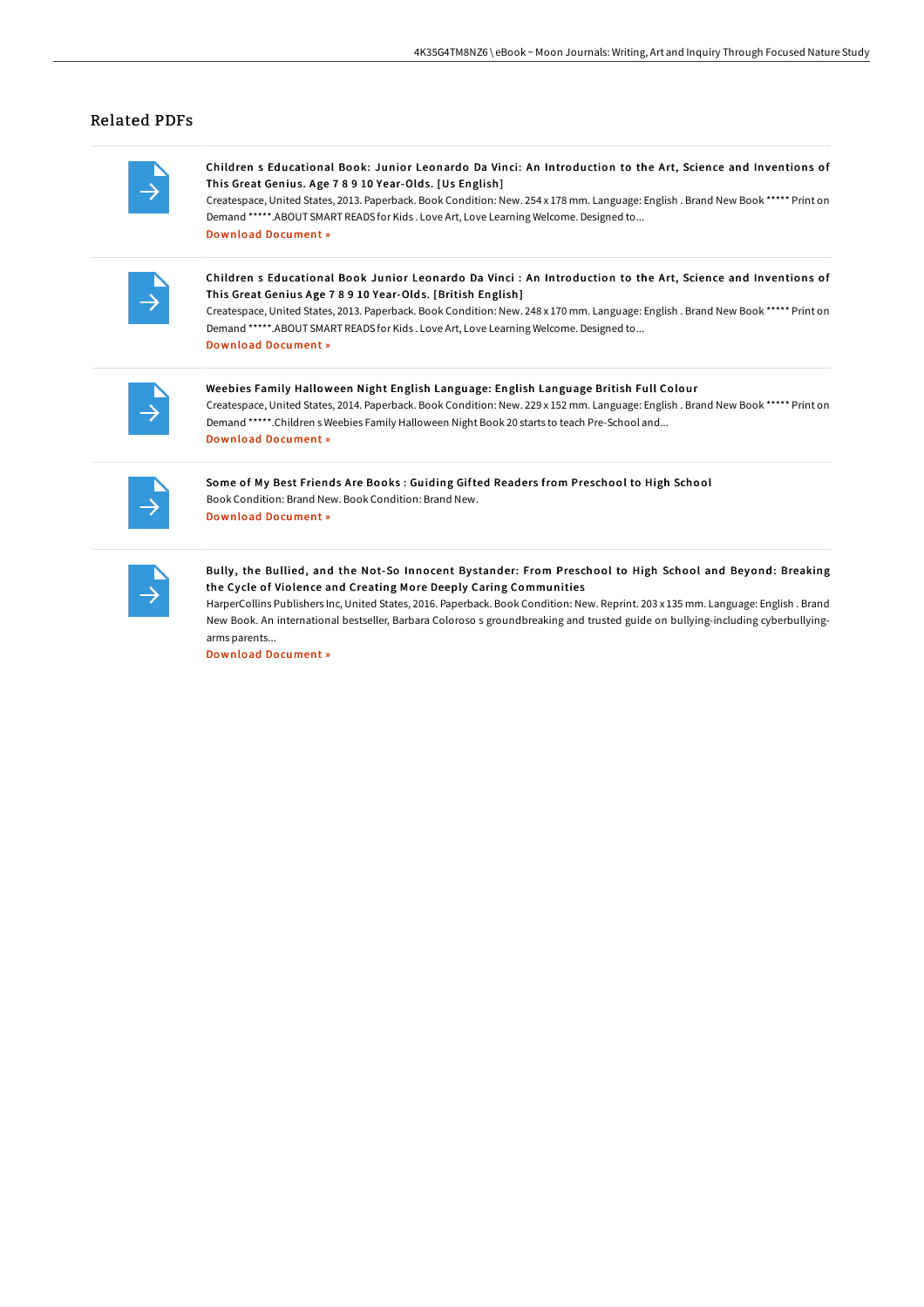## Related PDFs

**Children s Educational Book: Junior Leonardo Da Vinci: An Introduction to the Art, Science and Inventions of This Great Genius. Age 7 8 9 10 Year-Olds. [Us English]**

Createspace, United States, 2013. Paperback. Book Condition: New. 254 x 178 mm. Language: English . Brand New Book ***** Print on Demand *****.ABOUT SMART READS for Kids . Love Art, Love Learning Welcome. Designed to...

Download Document »

**Children s Educational Book Junior Leonardo Da Vinci : An Introduction to the Art, Science and Inventions of This Great Genius Age 7 8 9 10 Year-Olds. [British English]**

Createspace, United States, 2013. Paperback. Book Condition: New. 248 x 170 mm. Language: English . Brand New Book ***** Print on Demand *****.ABOUT SMART READS for Kids . Love Art, Love Learning Welcome. Designed to...

Download Document »

**Weebies Family Halloween Night English Language: English Language British Full Colour**

Createspace, United States, 2014. Paperback. Book Condition: New. 229 x 152 mm. Language: English . Brand New Book ***** Print on Demand *****.Children s Weebies Family Halloween Night Book 20 starts to teach Pre-School and...

Download Document »

**Some of My Best Friends Are Books : Guiding Gifted Readers from Preschool to High School**

Book Condition: Brand New. Book Condition: Brand New.

Download Document »

**Bully, the Bullied, and the Not-So Innocent Bystander: From Preschool to High School and Beyond: Breaking the Cycle of Violence and Creating More Deeply Caring Communities**

HarperCollins Publishers Inc, United States, 2016. Paperback. Book Condition: New. Reprint. 203 x 135 mm. Language: English . Brand New Book. An international bestseller, Barbara Coloroso s groundbreaking and trusted guide on bullying-including cyberbullying-arms parents...

Download Document »